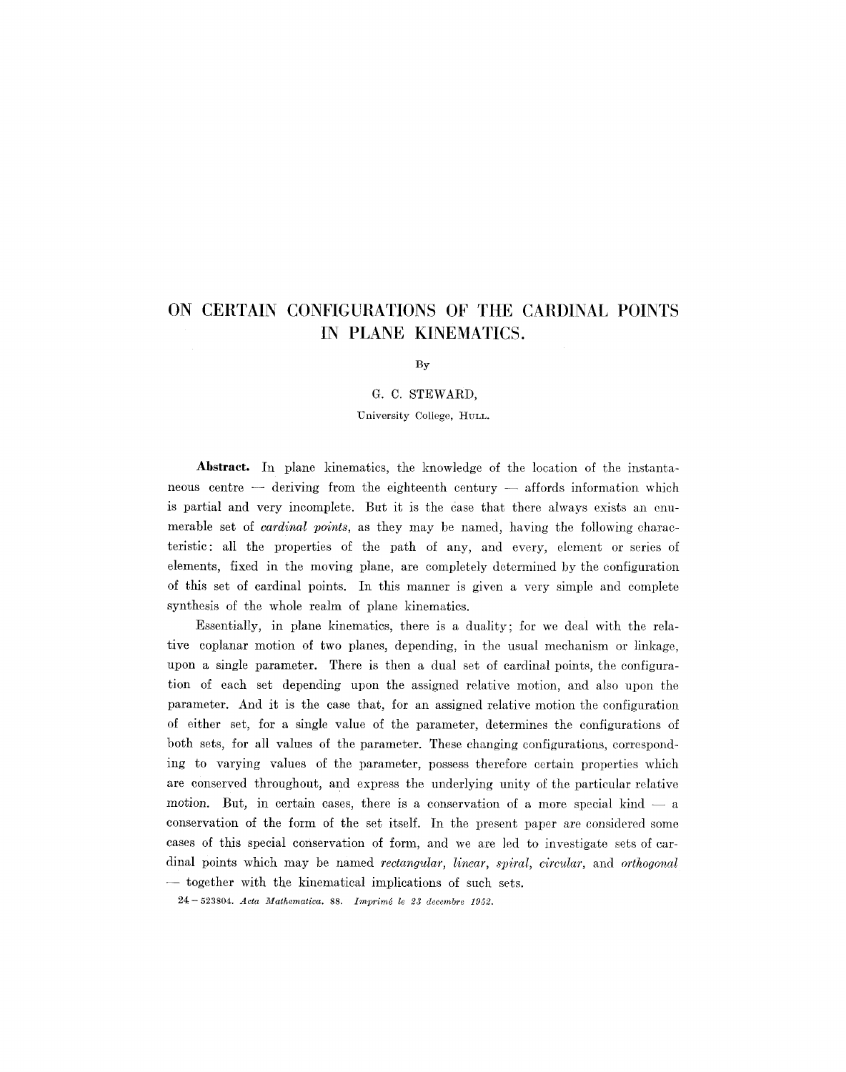# ON CERTAIN CONFIGURATIONS OF THE CARDINAL POINTS IN PLANE KINEMATICS.

By

G. C. STEWARD,

University College, HULL.

**Abstract.** In plane kinematics, the knowledge of the location of the instantaneous centre — deriving from the eighteenth century — affords information which is partial and very incomplete. But it is the case that there always exists an enumerable set of *cardinal points*, as they may be named, having the following characteristic: all the properties of the path of any, and every, element or series of elements, fixed in the moving plane, are completely determined by the configuration of this set of cardinal points. In this manner is given a very simple and complete synthesis of the whole realm of plane kinematics.

Essentially, in plane kinematics, there is a duality; for we deal with the relative coplanar motion of two planes, depending, in the usual mechanism or linkage, upon a single parameter. There is then a dual set of cardinal points, the configuration of each set depending upon the assigned relative motion, and also upon the parameter. And it is the case that, for an assigned relative motion the configuration of either set, for a single value of the parameter, determines the configurations of both sets, for all values of the parameter. These changing configurations, corresponding to varying values of the parameter, possess therefore certain properties which are conserved throughout, and express the underlying unity of the particular relative motion. But, in certain cases, there is a conservation of a more special kind — a conservation of the form of the set itself. In the present paper are considered some cases of this special conservation of form, and we are led to investigate sets of cardinal points which may be named *rectangular*, *linear*, *spiral*, *circular*, and *orthogonal* — together with the kinematical implications of such sets.

24 – 523804. *Acta Mathematica*. 88. *Imprimé le 23 decembre 1952.*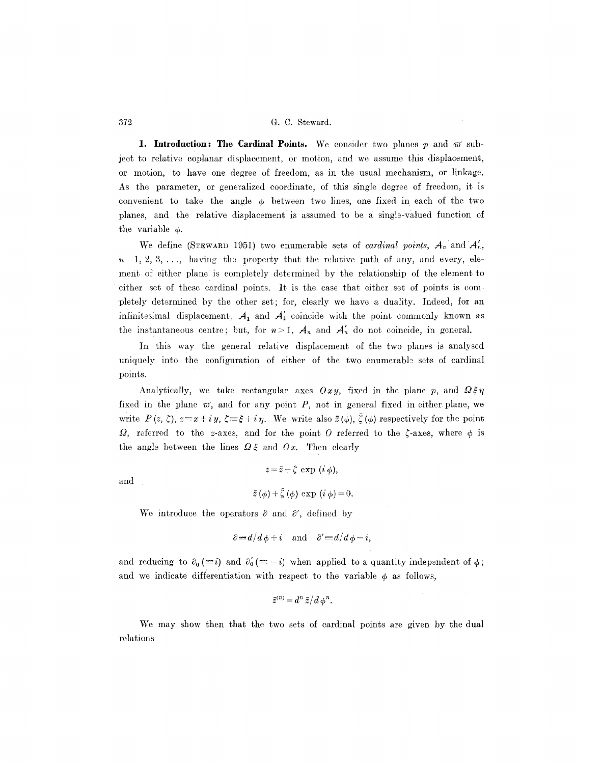**1. Introduction: The Cardinal Points.** We consider two planes $p$ and $\varpi$ subject to relative coplanar displacement, or motion, and we assume this displacement, or motion, to have one degree of freedom, as in the usual mechanism, or linkage. As the parameter, or generalized coordinate, of this single degree of freedom, it is convenient to take the angle $\phi$ between two lines, one fixed in each of the two planes, and the relative displacement is assumed to be a single-valued function of the variable $\phi$.

We define (STEWARD 1951) two enumerable sets of *cardinal points*, $A_n$ and $A'_n$, $n = 1, 2, 3, \ldots$, having the property that the relative path of any, and every, element of either plane is completely determined by the relationship of the element to either set of these cardinal points. It is the case that either set of points is completely determined by the other set; for, clearly we have a duality. Indeed, for an infinitesimal displacement, $A_1$ and $A'_1$ coincide with the point commonly known as the instantaneous centre; but, for $n > 1$, $A_n$ and $A'_n$ do not coincide, in general.

In this way the general relative displacement of the two planes is analysed uniquely into the configuration of either of the two enumerable sets of cardinal points.

Analytically, we take rectangular axes $Oxy$, fixed in the plane $p$, and $\Omega\xi\eta$ fixed in the plane $\varpi$, and for any point $P$, not in general fixed in either plane, we write $P(z, \zeta)$, $z = x + iy$, $\zeta = \xi + i\eta$. We write also $\bar{z}(\phi)$, $\bar{\zeta}(\phi)$ respectively for the point $\Omega$, referred to the $z$-axes, and for the point $O$ referred to the $\zeta$-axes, where $\phi$ is the angle between the lines $\Omega\xi$ and $Ox$. Then clearly

$$z = \bar{z} + \zeta \exp(i\phi),$$

and

$$\bar{z}(\phi) + \bar{\zeta}(\phi) \exp(i\phi) = 0.$$

We introduce the operators $\partial$ and $\partial'$, defined by

$$\partial \equiv d/d\phi + i \quad \text{and} \quad \partial' \equiv d/d\phi - i,$$

and reducing to $\partial_0 (\equiv i)$ and $\partial'_0 (\equiv -i)$ when applied to a quantity independent of $\phi$; and we indicate differentiation with respect to the variable $\phi$ as follows,

$$\bar{z}^{(n)} = d^n \bar{z}/d\phi^n.$$

We may show then that the two sets of cardinal points are given by the dual relations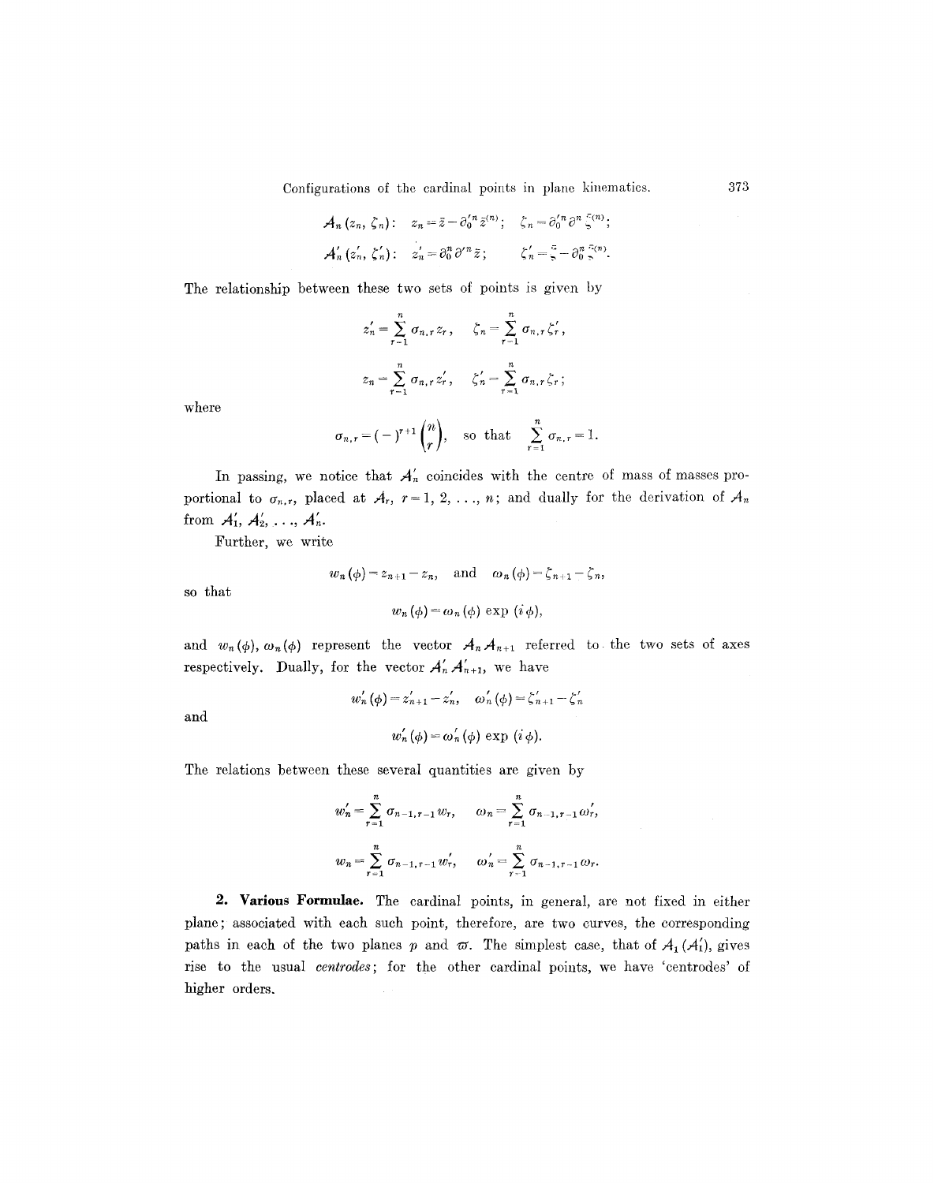$$\mathcal{A}_n(z_n, \zeta_n): \quad z_n = \bar{z} - \partial_0'^n \bar{z}^{(n)}; \quad \zeta_n = \partial_0'^n \partial^n \bar{\zeta}^{(n)};$$

$$\mathcal{A}_n'(z_n', \zeta_n'): \quad z_n' = \partial_0^n \partial'^n \bar{z}; \quad \zeta_n' = \bar{\zeta} - \partial_0^n \bar{\zeta}^{(n)}.$$

The relationship between these two sets of points is given by

$$z_n' = \sum_{r=1}^{n} \sigma_{n,r} z_r, \quad \zeta_n = \sum_{r=1}^{n} \sigma_{n,r} \zeta_r',$$

$$z_n = \sum_{r=1}^{n} \sigma_{n,r} z_r', \quad \zeta_n' = \sum_{r=1}^{n} \sigma_{n,r} \zeta_r;$$

where

$$\sigma_{n,r} = (-)^{r+1} \binom{n}{r}, \quad \text{so that} \quad \sum_{r=1}^{n} \sigma_{n,r} = 1.$$

In passing, we notice that $\mathcal{A}_n'$ coincides with the centre of mass of masses proportional to $\sigma_{n,r}$, placed at $\mathcal{A}_r$, $r = 1, 2, \ldots, n$; and dually for the derivation of $\mathcal{A}_n$ from $\mathcal{A}_1', \mathcal{A}_2', \ldots, \mathcal{A}_n'$.

Further, we write

$$w_n(\phi) = z_{n+1} - z_n, \quad \text{and} \quad \omega_n(\phi) = \zeta_{n+1} - \zeta_n,$$

so that

$$w_n(\phi) = \omega_n(\phi) \exp(i\phi),$$

and $w_n(\phi)$, $\omega_n(\phi)$ represent the vector $\mathcal{A}_n \mathcal{A}_{n+1}$ referred to the two sets of axes respectively. Dually, for the vector $\mathcal{A}_n' \mathcal{A}_{n+1}'$, we have

$$w_n'(\phi) = z_{n+1}' - z_n', \quad \omega_n'(\phi) = \zeta_{n+1}' - \zeta_n'$$

and

$$w_n'(\phi) = \omega_n'(\phi) \exp(i\phi).$$

The relations between these several quantities are given by

$$w_n' = \sum_{r=1}^{n} \sigma_{n-1,r-1} w_r, \quad \omega_n = \sum_{r=1}^{n} \sigma_{n-1,r-1} \omega_r',$$

$$w_n = \sum_{r=1}^{n} \sigma_{n-1,r-1} w_r', \quad \omega_n' = \sum_{r=1}^{n} \sigma_{n-1,r-1} \omega_r.$$

**2. Various Formulae.** The cardinal points, in general, are not fixed in either plane; associated with each such point, therefore, are two curves, the corresponding paths in each of the two planes $p$ and $\varpi$. The simplest case, that of $\mathcal{A}_1$ ($\mathcal{A}_1'$), gives rise to the usual *centrodes*; for the other cardinal points, we have 'centrodes' of higher orders.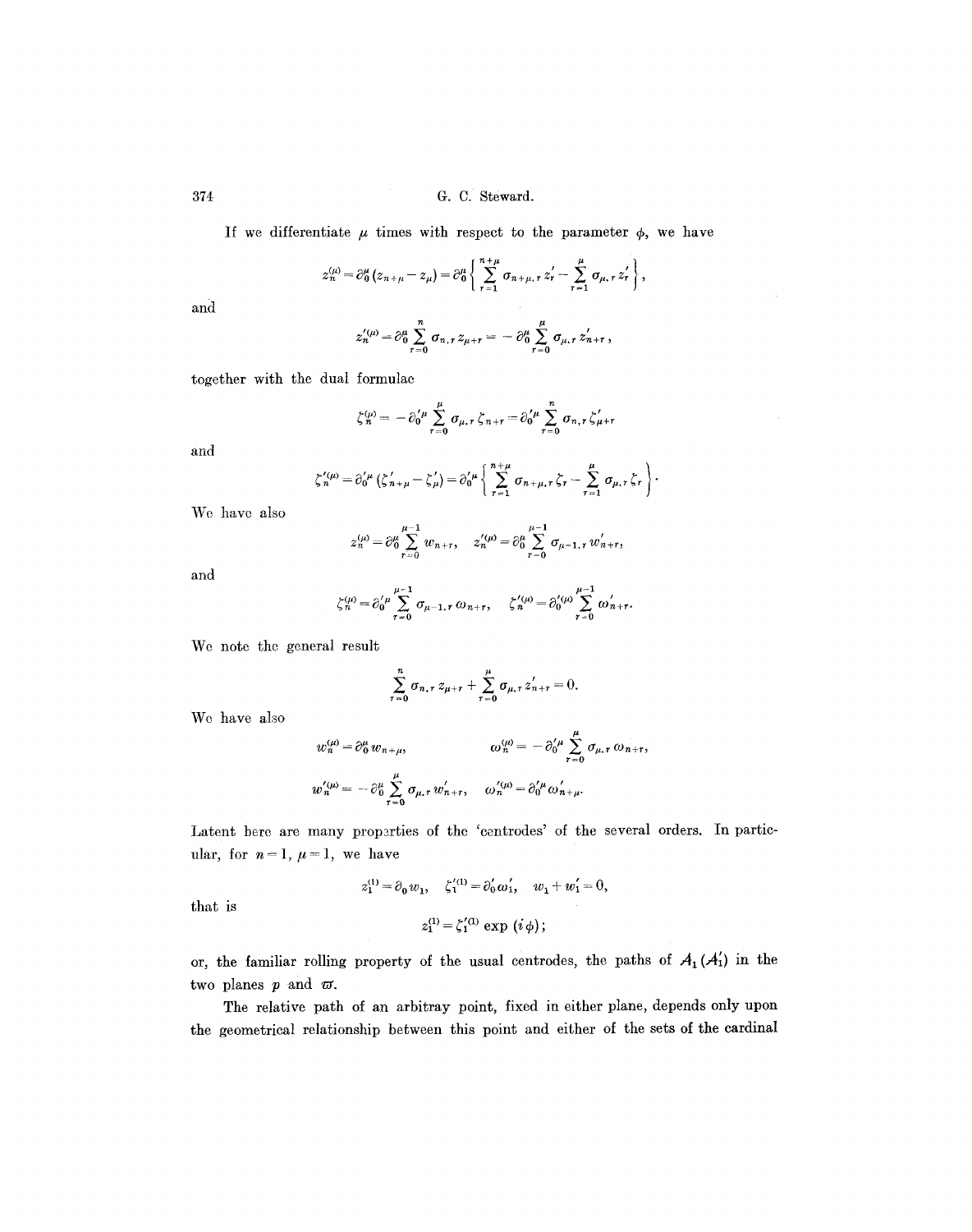If we differentiate $\mu$ times with respect to the parameter $\phi$, we have

$$z_n^{(\mu)} = \partial_0^\mu (z_{n+\mu} - z_\mu) = \partial_0^\mu \left\{ \sum_{r=1}^{n+\mu} \sigma_{n+\mu,r} z_r' - \sum_{r=1}^{\mu} \sigma_{\mu,r} z_r' \right\},$$

and

$$z_n'^{(\mu)} = \partial_0^\mu \sum_{r=0}^{n} \sigma_{n,r} z_{\mu+r} = -\partial_0^\mu \sum_{r=0}^{\mu} \sigma_{\mu,r} z_{n+r}',$$

together with the dual formulae

$$\zeta_n^{(\mu)} = -\partial_0'^\mu \sum_{r=0}^{\mu} \sigma_{\mu,r} \zeta_{n+r} = \partial_0'^\mu \sum_{r=0}^{n} \sigma_{n,r} \zeta_{\mu+r}'$$

and

$$\zeta_n'^{(\mu)} = \partial_0'^\mu (\zeta_{n+\mu}' - \zeta_\mu') = \partial_0'^\mu \left\{ \sum_{r=1}^{n+\mu} \sigma_{n+\mu,r} \zeta_r - \sum_{r=1}^{\mu} \sigma_{\mu,r} \zeta_r \right\}.$$

We have also

$$z_n^{(\mu)} = \partial_0^\mu \sum_{r=0}^{\mu-1} w_{n+r}, \qquad z_n'^{(\mu)} = \partial_0^\mu \sum_{r=0}^{\mu-1} \sigma_{\mu-1,r} w_{n+r}',$$

and

$$\zeta_n^{(\mu)} = \partial_0'^\mu \sum_{r=0}^{\mu-1} \sigma_{\mu-1,r} \omega_{n+r}, \qquad \zeta_n'^{(\mu)} = \partial_0'^{(\mu)} \sum_{r=0}^{\mu-1} \omega_{n+r}'.$$

We note the general result

$$\sum_{r=0}^{n} \sigma_{n,r} z_{\mu+r} + \sum_{r=0}^{\mu} \sigma_{\mu,r} z_{n+r}' = 0.$$

We have also

$$w_n^{(\mu)} = \partial_0^\mu w_{n+\mu}, \qquad \omega_n^{(\mu)} = -\partial_0'^\mu \sum_{r=0}^{\mu} \sigma_{\mu,r} \omega_{n+r},$$

$$w_n'^{(\mu)} = -\partial_0^\mu \sum_{r=0}^{\mu} \sigma_{\mu,r} w_{n+r}', \qquad \omega_n'^{(\mu)} = \partial_0'^\mu \omega_{n+\mu}'.$$

Latent here are many properties of the 'centrodes' of the several orders. In particular, for $n=1$, $\mu=1$, we have

$$z_1^{(1)} = \partial_0 w_1, \quad \zeta_1'^{(1)} = \partial_0' \omega_1', \quad w_1 + w_1' = 0,$$

that is

$$z_1^{(1)} = \zeta_1'^{(1)} \exp(i\phi);$$

or, the familiar rolling property of the usual centrodes, the paths of $A_1$ ($A_1'$) in the two planes $p$ and $\varpi$.

The relative path of an arbitray point, fixed in either plane, depends only upon the geometrical relationship between this point and either of the sets of the cardinal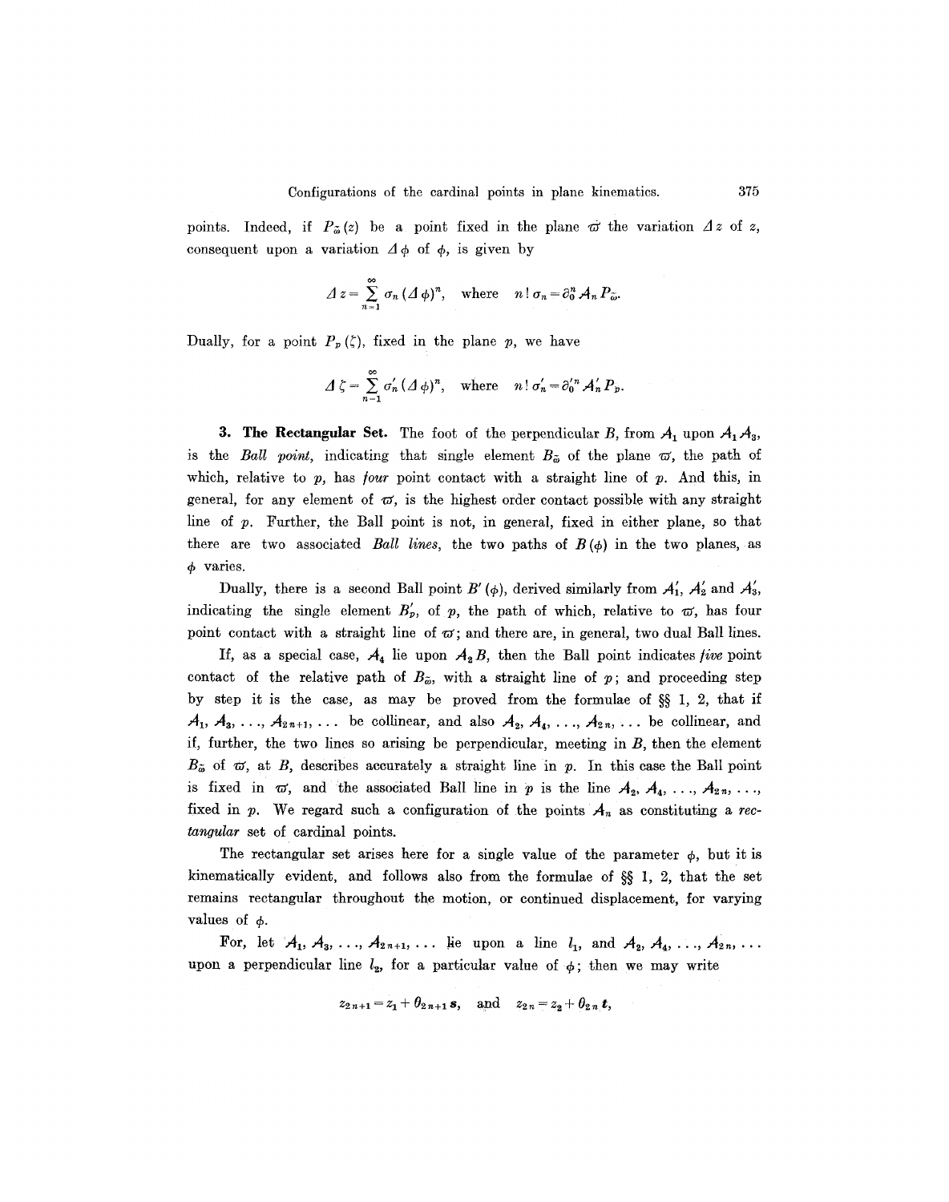points. Indeed, if $P_{\tilde{\omega}}(z)$ be a point fixed in the plane $\varpi$ the variation $\Delta z$ of $z$, consequent upon a variation $\Delta\phi$ of $\phi$, is given by

$$\Delta z = \sum_{n=1}^{\infty} \sigma_n (\Delta\phi)^n, \quad \text{where} \quad n!\,\sigma_n = \partial_0^n A_n P_{\tilde{\omega}}.$$

Dually, for a point $P_p(\zeta)$, fixed in the plane $p$, we have

$$\Delta \zeta = \sum_{n=1}^{\infty} \sigma'_n (\Delta\phi)^n, \quad \text{where} \quad n!\,\sigma'_n = \partial_0'^n A'_n P_p.$$

**3. The Rectangular Set.** The foot of the perpendicular $B$, from $A_1$ upon $A_1 A_3$, is the *Ball point*, indicating that single element $B_{\tilde{\omega}}$ of the plane $\varpi$, the path of which, relative to $p$, has *four* point contact with a straight line of $p$. And this, in general, for any element of $\varpi$, is the highest order contact possible with any straight line of $p$. Further, the Ball point is not, in general, fixed in either plane, so that there are two associated *Ball lines*, the two paths of $B(\phi)$ in the two planes, as $\phi$ varies.

Dually, there is a second Ball point $B'(\phi)$, derived similarly from $A'_1$, $A'_2$ and $A'_3$, indicating the single element $B'_p$, of $p$, the path of which, relative to $\varpi$, has four point contact with a straight line of $\varpi$; and there are, in general, two dual Ball lines.

If, as a special case, $A_4$ lie upon $A_2 B$, then the Ball point indicates *five* point contact of the relative path of $B_{\tilde{\omega}}$, with a straight line of $p$; and proceeding step by step it is the case, as may be proved from the formulae of §§ 1, 2, that if $A_1, A_3, \ldots, A_{2n+1}, \ldots$ be collinear, and also $A_2, A_4, \ldots, A_{2n}, \ldots$ be collinear, and if, further, the two lines so arising be perpendicular, meeting in $B$, then the element $B_{\tilde{\omega}}$ of $\varpi$, at $B$, describes accurately a straight line in $p$. In this case the Ball point is fixed in $\varpi$, and the associated Ball line in $p$ is the line $A_2, A_4, \ldots, A_{2n}, \ldots$, fixed in $p$. We regard such a configuration of the points $A_n$ as constituting a *rectangular* set of cardinal points.

The rectangular set arises here for a single value of the parameter $\phi$, but it is kinematically evident, and follows also from the formulae of §§ 1, 2, that the set remains rectangular throughout the motion, or continued displacement, for varying values of $\phi$.

For, let $A_1, A_3, \ldots, A_{2n+1}, \ldots$ lie upon a line $l_1$, and $A_2, A_4, \ldots, A_{2n}, \ldots$ upon a perpendicular line $l_2$, for a particular value of $\phi$; then we may write

$$z_{2n+1} = z_1 + \theta_{2n+1}\,\boldsymbol{s}, \quad \text{and} \quad z_{2n} = z_2 + \theta_{2n}\,\boldsymbol{t},$$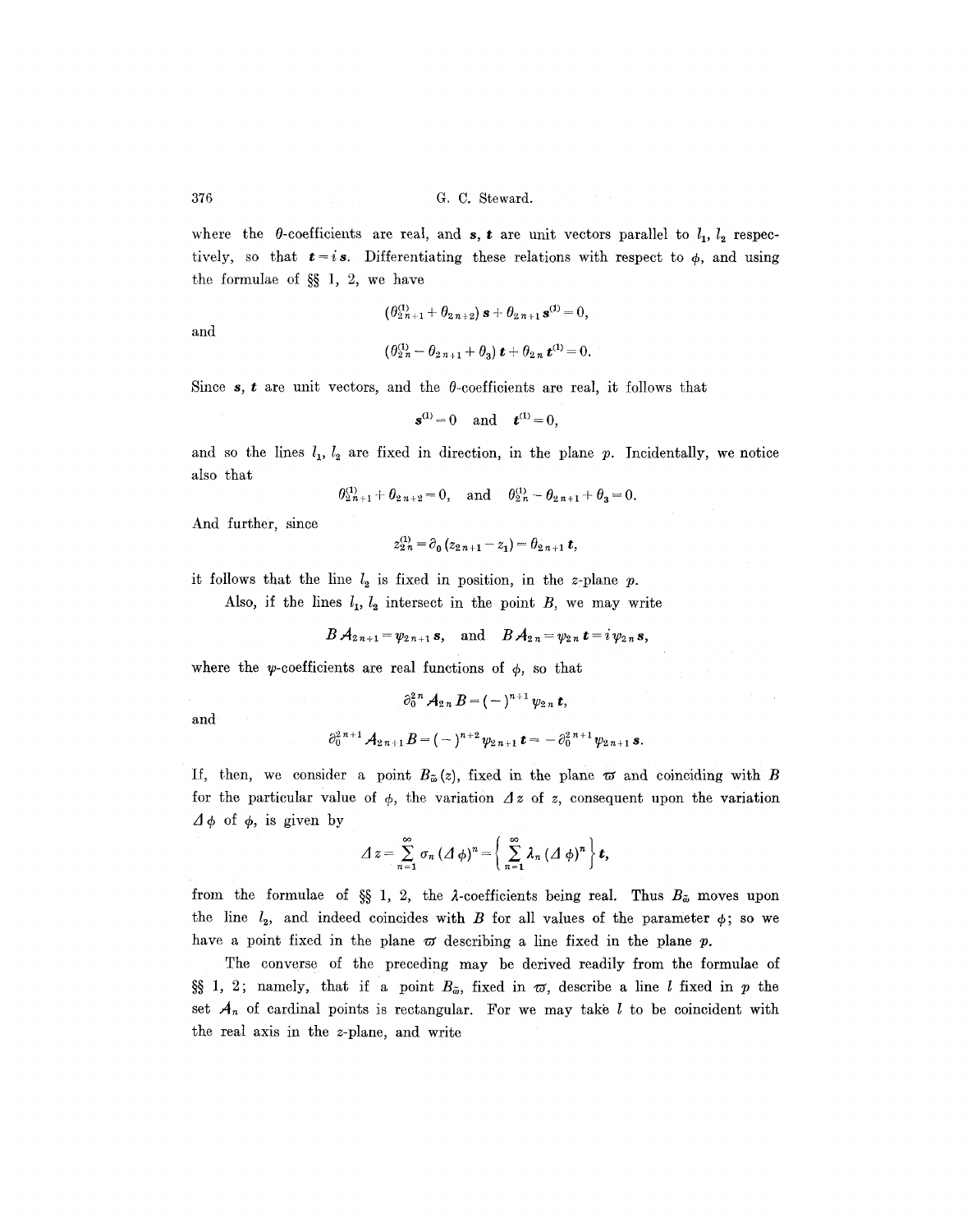where the $\theta$-coefficients are real, and $\boldsymbol{s}, \boldsymbol{t}$ are unit vectors parallel to $l_1, l_2$ respectively, so that $\boldsymbol{t} = i\boldsymbol{s}$. Differentiating these relations with respect to $\phi$, and using the formulae of §§ 1, 2, we have

$$(\theta_{2n+1}^{(1)} + \theta_{2n+2})\,\boldsymbol{s} + \theta_{2n+1}\,\boldsymbol{s}^{(1)} = 0,$$

and

$$(\theta_{2n}^{(1)} - \theta_{2n+1} + \theta_3)\,\boldsymbol{t} + \theta_{2n}\,\boldsymbol{t}^{(1)} = 0.$$

Since $\boldsymbol{s}, \boldsymbol{t}$ are unit vectors, and the $\theta$-coefficients are real, it follows that

$$\boldsymbol{s}^{(1)} = 0 \quad \text{and} \quad \boldsymbol{t}^{(1)} = 0,$$

and so the lines $l_1, l_2$ are fixed in direction, in the plane $p$. Incidentally, we notice also that

$$\theta_{2n+1}^{(1)} + \theta_{2n+2} = 0, \quad \text{and} \quad \theta_{2n}^{(1)} - \theta_{2n+1} + \theta_3 = 0.$$

And further, since

$$z_{2n}^{(1)} = \partial_0 (z_{2n+1} - z_1) = \theta_{2n+1}\,\boldsymbol{t},$$

it follows that the line $l_2$ is fixed in position, in the $z$-plane $p$.

Also, if the lines $l_1, l_2$ intersect in the point $B$, we may write

$$B A_{2n+1} = \psi_{2n+1}\,\boldsymbol{s}, \quad \text{and} \quad B A_{2n} = \psi_{2n}\,\boldsymbol{t} = i\,\psi_{2n}\,\boldsymbol{s},$$

where the $\psi$-coefficients are real functions of $\phi$, so that

$$\partial_0^{2n} A_{2n} B = (-)^{n+1}\,\psi_{2n}\,\boldsymbol{t},$$

and

$$\partial_0^{2n+1} A_{2n+1} B = (-)^{n+2}\,\psi_{2n+1}\,\boldsymbol{t} = -\,\partial_0^{2n+1}\,\psi_{2n+1}\,\boldsymbol{s}.$$

If, then, we consider a point $B_{\varpi}(z)$, fixed in the plane $\varpi$ and coinciding with $B$ for the particular value of $\phi$, the variation $\Delta z$ of $z$, consequent upon the variation $\Delta\phi$ of $\phi$, is given by

$$\Delta z = \sum_{n=1}^{\infty} \sigma_n (\Delta\phi)^n = \left\{ \sum_{n=1}^{\infty} \lambda_n (\Delta\phi)^n \right\} \boldsymbol{t},$$

from the formulae of §§ 1, 2, the $\lambda$-coefficients being real. Thus $B_{\varpi}$ moves upon the line $l_2$, and indeed coincides with $B$ for all values of the parameter $\phi$; so we have a point fixed in the plane $\varpi$ describing a line fixed in the plane $p$.

The converse of the preceding may be derived readily from the formulae of §§ 1, 2; namely, that if a point $B_{\varpi}$, fixed in $\varpi$, describe a line $l$ fixed in $p$ the set $A_n$ of cardinal points is rectangular. For we may take $l$ to be coincident with the real axis in the $z$-plane, and write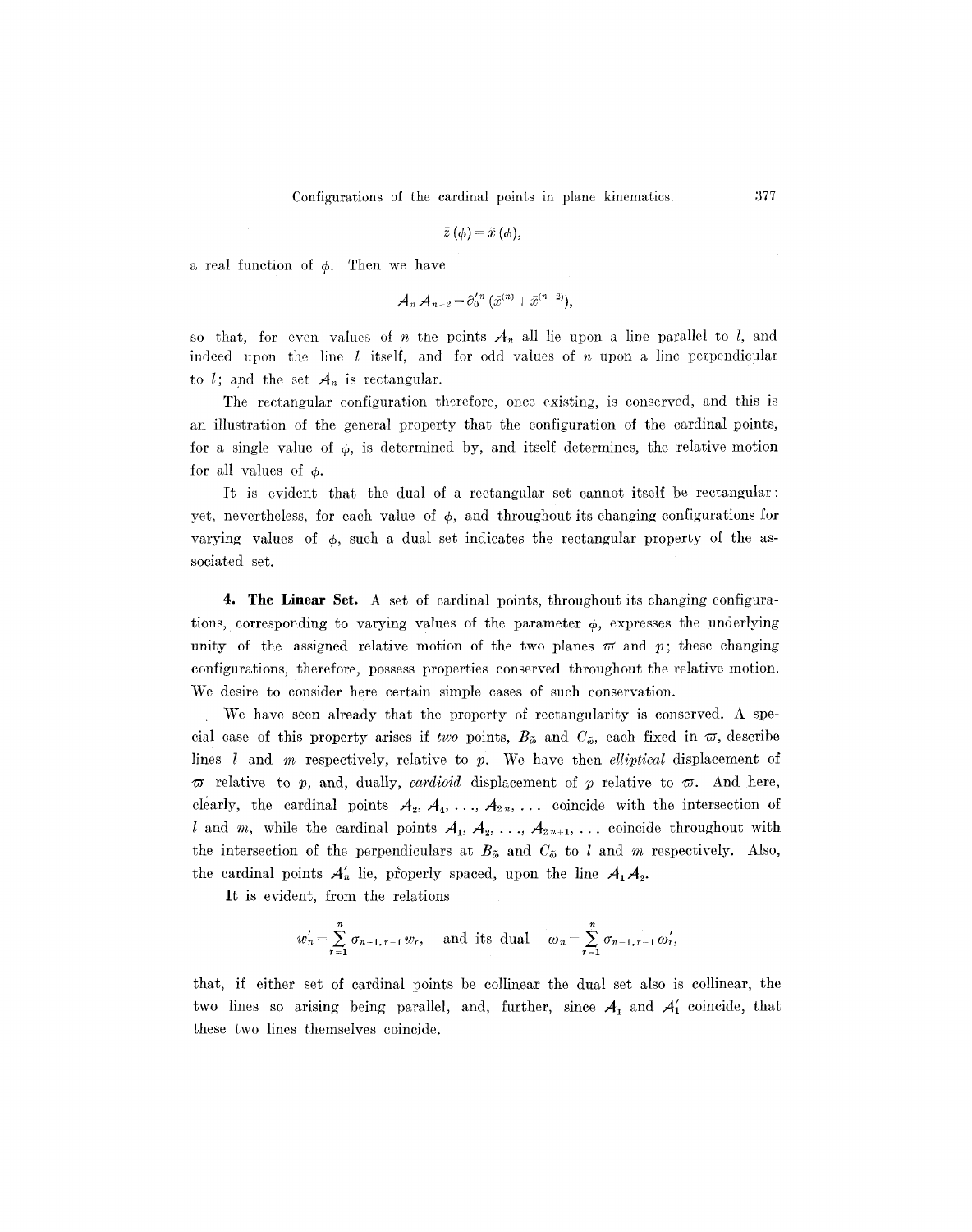$$\bar{z}(\phi) = \bar{x}(\phi),$$

a real function of $\phi$. Then we have

$$A_n A_{n+2} = \partial_0'^n (\bar{x}^{(n)} + \bar{x}^{(n+2)}),$$

so that, for even values of $n$ the points $A_n$ all lie upon a line parallel to $l$, and indeed upon the line $l$ itself, and for odd values of $n$ upon a line perpendicular to $l$; and the set $A_n$ is rectangular.

The rectangular configuration therefore, once existing, is conserved, and this is an illustration of the general property that the configuration of the cardinal points, for a single value of $\phi$, is determined by, and itself determines, the relative motion for all values of $\phi$.

It is evident that the dual of a rectangular set cannot itself be rectangular; yet, nevertheless, for each value of $\phi$, and throughout its changing configurations for varying values of $\phi$, such a dual set indicates the rectangular property of the associated set.

**4. The Linear Set.** A set of cardinal points, throughout its changing configurations, corresponding to varying values of the parameter $\phi$, expresses the underlying unity of the assigned relative motion of the two planes $\varpi$ and $p$; these changing configurations, therefore, possess properties conserved throughout the relative motion. We desire to consider here certain simple cases of such conservation.

We have seen already that the property of rectangularity is conserved. A special case of this property arises if *two* points, $B_{\bar{\omega}}$ and $C_{\bar{\omega}}$, each fixed in $\varpi$, describe lines $l$ and $m$ respectively, relative to $p$. We have then *elliptical* displacement of $\varpi$ relative to $p$, and, dually, *cardioid* displacement of $p$ relative to $\varpi$. And here, clearly, the cardinal points $A_2, A_4, \ldots, A_{2n}, \ldots$ coincide with the intersection of $l$ and $m$, while the cardinal points $A_1, A_2, \ldots, A_{2n+1}, \ldots$ coincide throughout with the intersection of the perpendiculars at $B_{\bar{\omega}}$ and $C_{\bar{\omega}}$ to $l$ and $m$ respectively. Also, the cardinal points $A_n'$ lie, properly spaced, upon the line $A_1 A_2$.

It is evident, from the relations

$$w_n' = \sum_{r=1}^{n} \sigma_{n-1,r-1} w_r, \quad \text{and its dual} \quad \omega_n = \sum_{r=1}^{n} \sigma_{n-1,r-1} \omega_r',$$

that, if either set of cardinal points be collinear the dual set also is collinear, the two lines so arising being parallel, and, further, since $A_1$ and $A_1'$ coincide, that these two lines themselves coincide.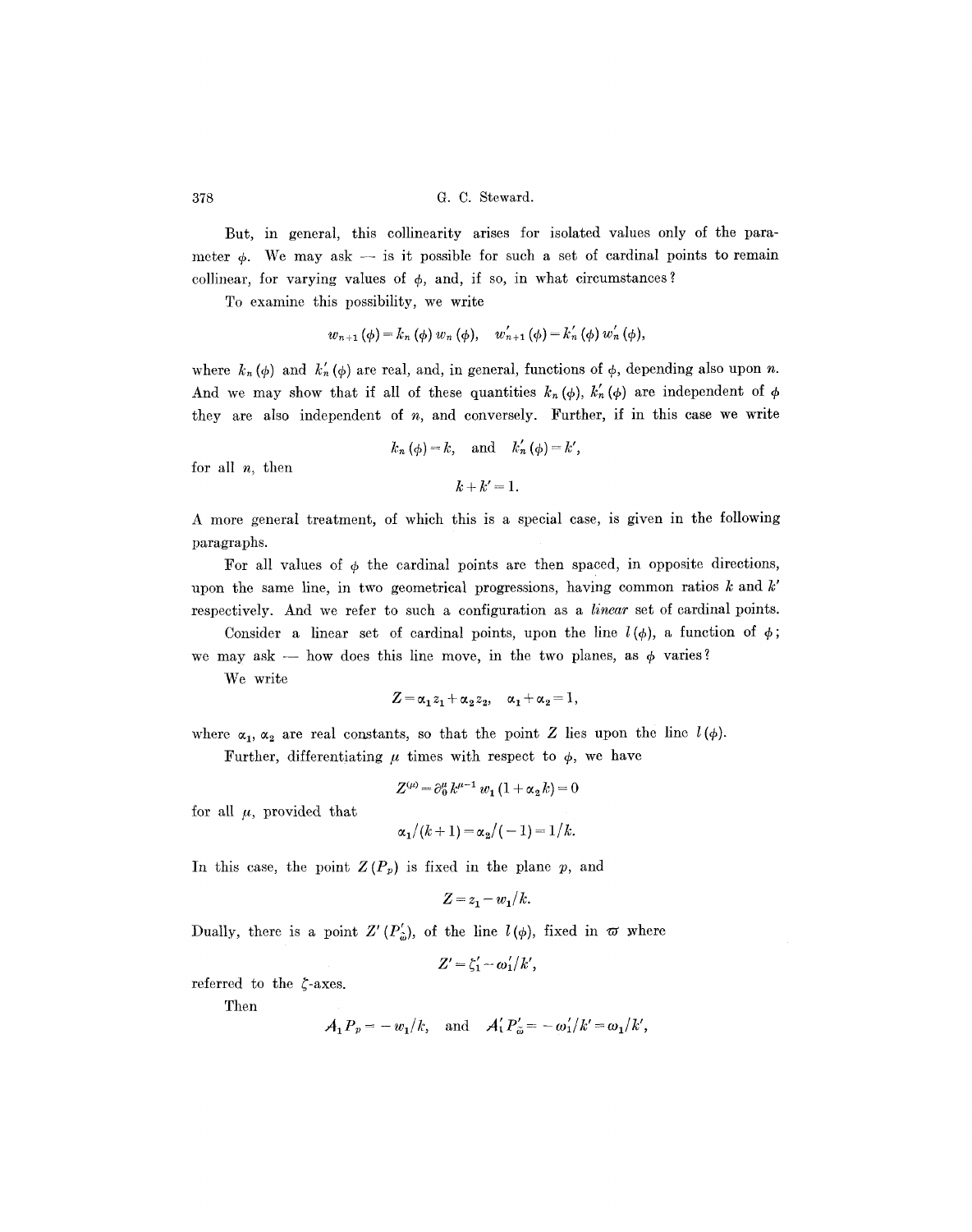But, in general, this collinearity arises for isolated values only of the parameter $\phi$. We may ask — is it possible for such a set of cardinal points to remain collinear, for varying values of $\phi$, and, if so, in what circumstances?

To examine this possibility, we write

$$w_{n+1}(\phi) = k_n(\phi)\, w_n(\phi), \quad w'_{n+1}(\phi) = k'_n(\phi)\, w'_n(\phi),$$

where $k_n(\phi)$ and $k'_n(\phi)$ are real, and, in general, functions of $\phi$, depending also upon $n$. And we may show that if all of these quantities $k_n(\phi)$, $k'_n(\phi)$ are independent of $\phi$ they are also independent of $n$, and conversely. Further, if in this case we write

$$k_n(\phi) = k, \quad \text{and} \quad k'_n(\phi) = k',$$

for all $n$, then

$$k + k' = 1.$$

A more general treatment, of which this is a special case, is given in the following paragraphs.

For all values of $\phi$ the cardinal points are then spaced, in opposite directions, upon the same line, in two geometrical progressions, having common ratios $k$ and $k'$ respectively. And we refer to such a configuration as a *linear* set of cardinal points.

Consider a linear set of cardinal points, upon the line $l(\phi)$, a function of $\phi$; we may ask — how does this line move, in the two planes, as $\phi$ varies?

We write

$$Z = \alpha_1 z_1 + \alpha_2 z_2, \quad \alpha_1 + \alpha_2 = 1,$$

where $\alpha_1$, $\alpha_2$ are real constants, so that the point $Z$ lies upon the line $l(\phi)$.

Further, differentiating $\mu$ times with respect to $\phi$, we have

$$Z^{(\mu)} = \partial_0^{\mu} k^{\mu-1} w_1 (1 + \alpha_2 k) = 0$$

for all $\mu$, provided that

$$\alpha_1/(k+1) = \alpha_2/(-1) = 1/k.$$

In this case, the point $Z(P_p)$ is fixed in the plane $p$, and

$$Z = z_1 - w_1/k.$$

Dually, there is a point $Z'(P'_{\varpi})$, of the line $l(\phi)$, fixed in $\varpi$ where

$$Z' = \zeta'_1 - \omega'_1/k',$$

referred to the $\zeta$-axes.

Then

$$A_1 P_p = -w_1/k, \quad \text{and} \quad A'_1 P'_{\varpi} = -\omega'_1/k' = \omega_1/k',$$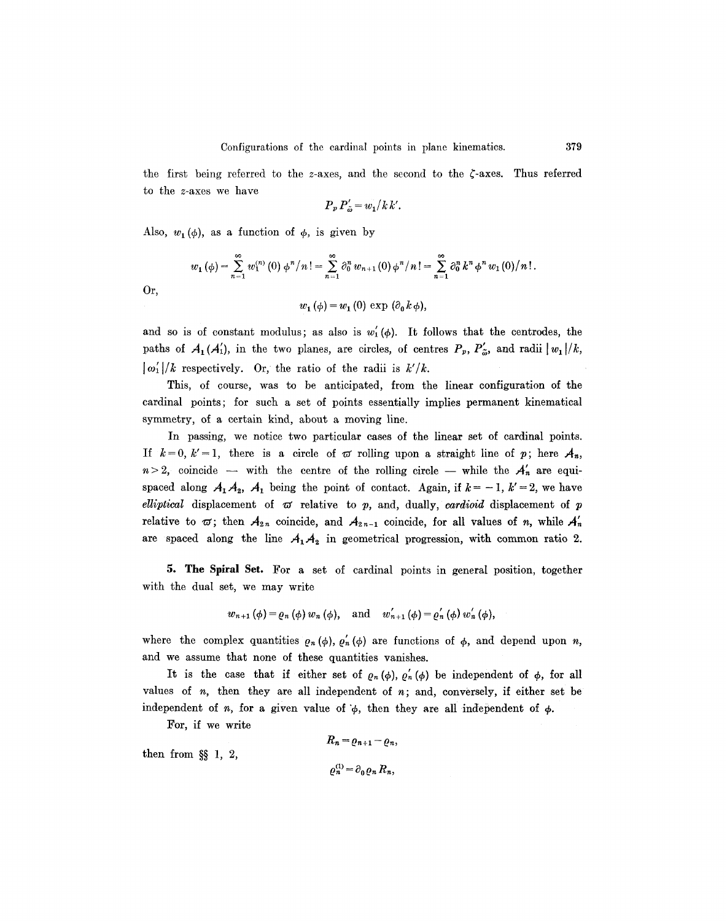the first being referred to the $z$-axes, and the second to the $\zeta$-axes. Thus referred to the $z$-axes we have

$$P_p P'_{\varpi} = w_1/k k'.$$

Also, $w_1(\phi)$, as a function of $\phi$, is given by

$$w_1(\phi) = \sum_{n=1}^{\infty} w_1^{(n)}(0)\,\phi^n/n! = \sum_{n=1}^{\infty} \partial_0^n w_{n+1}(0)\,\phi^n/n! = \sum_{n=1}^{\infty} \partial_0^n k^n \phi^n w_1(0)/n!.$$

Or,

$$w_1(\phi) = w_1(0) \exp(\partial_0 k \phi),$$

and so is of constant modulus; as also is $w'_1(\phi)$. It follows that the centrodes, the paths of $A_1(A'_1)$, in the two planes, are circles, of centres $P_p$, $P'_{\varpi}$, and radii $|w_1|/k$, $|\omega'_1|/k$ respectively. Or, the ratio of the radii is $k'/k$.

This, of course, was to be anticipated, from the linear configuration of the cardinal points; for such a set of points essentially implies permanent kinematical symmetry, of a certain kind, about a moving line.

In passing, we notice two particular cases of the linear set of cardinal points. If $k=0$, $k'=1$, there is a circle of $\varpi$ rolling upon a straight line of $p$; here $A_n$, $n>2$, coincide — with the centre of the rolling circle — while the $A'_n$ are equispaced along $A_1A_2$, $A_1$ being the point of contact. Again, if $k=-1$, $k'=2$, we have *elliptical* displacement of $\varpi$ relative to $p$, and, dually, *cardioid* displacement of $p$ relative to $\varpi$; then $A_{2n}$ coincide, and $A_{2n-1}$ coincide, for all values of $n$, while $A'_n$ are spaced along the line $A_1A_2$ in geometrical progression, with common ratio 2.

**5. The Spiral Set.** For a set of cardinal points in general position, together with the dual set, we may write

$$w_{n+1}(\phi) = \varrho_n(\phi)\,w_n(\phi), \quad \text{and} \quad w'_{n+1}(\phi) = \varrho'_n(\phi)\,w'_n(\phi),$$

where the complex quantities $\varrho_n(\phi)$, $\varrho'_n(\phi)$ are functions of $\phi$, and depend upon $n$, and we assume that none of these quantities vanishes.

It is the case that if either set of $\varrho_n(\phi)$, $\varrho'_n(\phi)$ be independent of $\phi$, for all values of $n$, then they are all independent of $n$; and, conversely, if either set be independent of $n$, for a given value of $\phi$, then they are all independent of $\phi$.

For, if we write

$$R_n = \varrho_{n+1} - \varrho_n,$$

then from §§ 1, 2,

$$\varrho_n^{(1)} = \partial_0 \varrho_n R_n,$$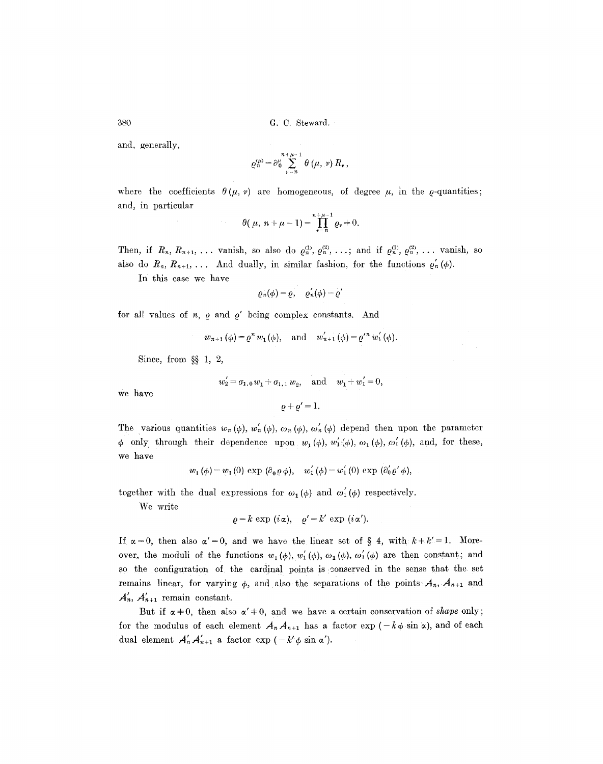and, generally,

$$\varrho_n^{(\mu)} = \partial_0^{\mu} \sum_{\nu=n}^{n+\mu-1} \theta(\mu, \nu) R_\nu,$$

where the coefficients $\theta(\mu, \nu)$ are homogeneous, of degree $\mu$, in the $\varrho$-quantities; and, in particular

$$\theta(\mu, n+\mu-1) = \prod_{\nu=n}^{n+\mu-1} \varrho_\nu \neq 0.$$

Then, if $R_n, R_{n+1}, \ldots$ vanish, so also do $\varrho_n^{(1)}, \varrho_n^{(2)}, \ldots$; and if $\varrho_n^{(1)}, \varrho_n^{(2)}, \ldots$ vanish, so also do $R_n, R_{n+1}, \ldots$ And dually, in similar fashion, for the functions $\varrho_n'(\phi)$.

In this case we have

$$\varrho_n(\phi) = \varrho, \quad \varrho_n'(\phi) = \varrho'$$

for all values of $n$, $\varrho$ and $\varrho'$ being complex constants. And

$$w_{n+1}(\phi) = \varrho^n w_1(\phi), \quad \text{and} \quad w_{n+1}'(\phi) = \varrho'^n w_1'(\phi).$$

Since, from §§ 1, 2,

$$w_2' = \sigma_{1,0} w_1 + \sigma_{1,1} w_2, \quad \text{and} \quad w_1 + w_1' = 0,$$

we have

$$\varrho + \varrho' = 1.$$

The various quantities $w_n(\phi)$, $w_n'(\phi)$, $\omega_n(\phi)$, $\omega_n'(\phi)$ depend then upon the parameter $\phi$ only through their dependence upon $w_1(\phi)$, $w_1'(\phi)$, $\omega_1(\phi)$, $\omega_1'(\phi)$, and, for these, we have

$$w_1(\phi) = w_1(0) \exp(\partial_0 \varrho \phi), \quad w_1'(\phi) = w_1'(0) \exp(\partial_0' \varrho' \phi),$$

together with the dual expressions for $\omega_1(\phi)$ and $\omega_1'(\phi)$ respectively.

We write

$$\varrho = k \exp(i\alpha), \quad \varrho' = k' \exp(i\alpha').$$

If $\alpha = 0$, then also $\alpha' = 0$, and we have the linear set of § 4, with $k + k' = 1$. Moreover, the moduli of the functions $w_1(\phi)$, $w_1'(\phi)$, $\omega_1(\phi)$, $\omega_1'(\phi)$ are then constant; and so the configuration of the cardinal points is conserved in the sense that the set remains linear, for varying $\phi$, and also the separations of the points $A_n$, $A_{n+1}$ and $A_n'$, $A_{n+1}'$ remain constant.

But if $\alpha \neq 0$, then also $\alpha' \neq 0$, and we have a certain conservation of *shape* only; for the modulus of each element $A_n A_{n+1}$ has a factor $\exp(-k\phi \sin\alpha)$, and of each dual element $A_n' A_{n+1}'$ a factor $\exp(-k'\phi \sin\alpha')$.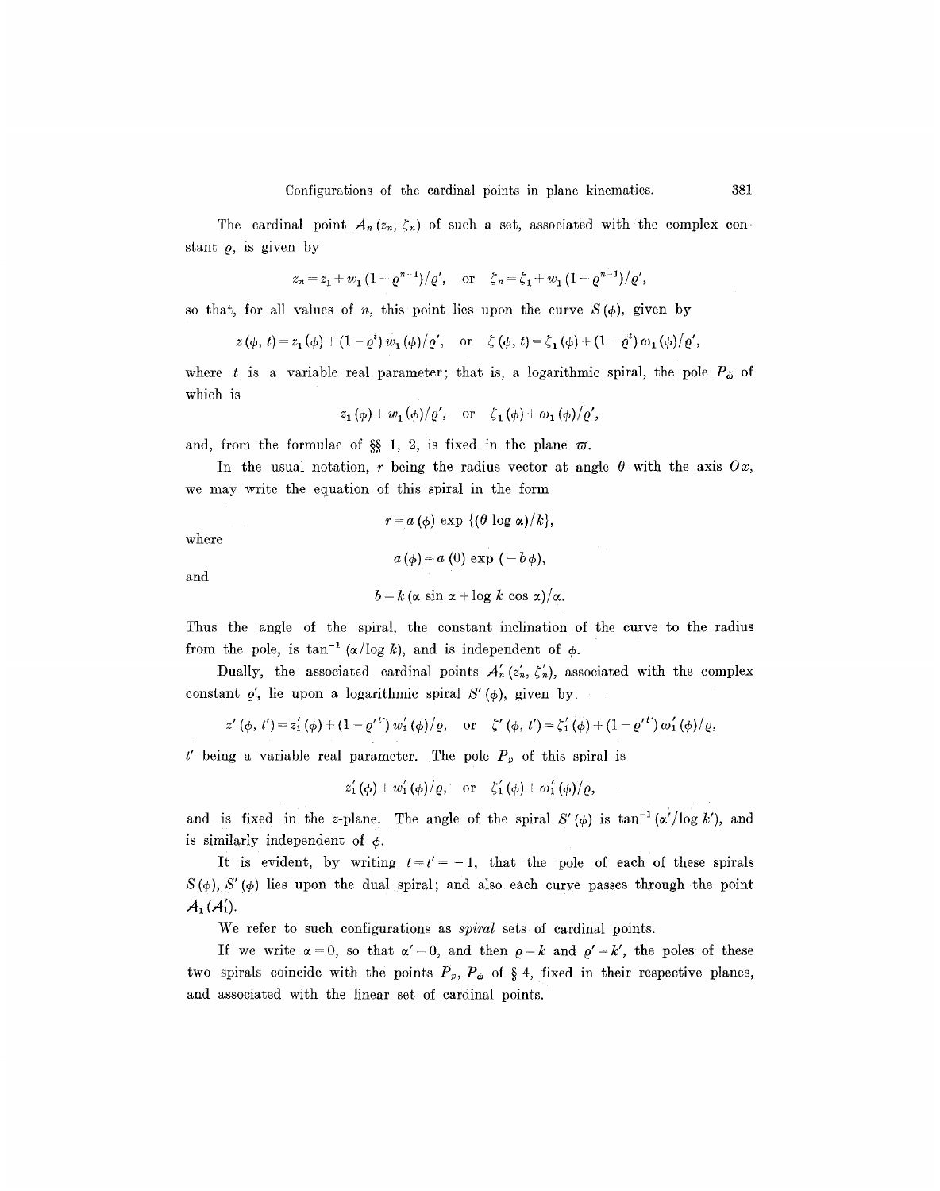The cardinal point $A_n(z_n, \zeta_n)$ of such a set, associated with the complex constant $\varrho$, is given by

$$z_n = z_1 + w_1(1-\varrho^{n-1})/\varrho', \quad \text{or} \quad \zeta_n = \zeta_1 + w_1(1-\varrho^{n-1})/\varrho',$$

so that, for all values of $n$, this point lies upon the curve $S(\phi)$, given by

$$z(\phi, t) = z_1(\phi) + (1-\varrho^t)\, w_1(\phi)/\varrho', \quad \text{or} \quad \zeta(\phi, t) = \zeta_1(\phi) + (1-\varrho^t)\,\omega_1(\phi)/\varrho',$$

where $t$ is a variable real parameter; that is, a logarithmic spiral, the pole $P_{\bar{\omega}}$ of which is

$$z_1(\phi) + w_1(\phi)/\varrho', \quad \text{or} \quad \zeta_1(\phi) + \omega_1(\phi)/\varrho',$$

and, from the formulae of §§ 1, 2, is fixed in the plane $\varpi$.

In the usual notation, $r$ being the radius vector at angle $\theta$ with the axis $Ox$, we may write the equation of this spiral in the form

$$r = a(\phi) \exp\{(\theta \log \alpha)/k\},$$

where

$$a(\phi) = a(0)\exp(-b\phi),$$

and

$$b = k(\alpha \sin \alpha + \log k \cos \alpha)/\alpha.$$

Thus the angle of the spiral, the constant inclination of the curve to the radius from the pole, is $\tan^{-1}(\alpha/\log k)$, and is independent of $\phi$.

Dually, the associated cardinal points $A'_n(z'_n, \zeta'_n)$, associated with the complex constant $\varrho'$, lie upon a logarithmic spiral $S'(\phi)$, given by

$$z'(\phi, t') = z'_1(\phi) + (1-\varrho'^{t'})\, w'_1(\phi)/\varrho, \quad \text{or} \quad \zeta'(\phi, t') = \zeta'_1(\phi) + (1-\varrho'^{t'})\,\omega'_1(\phi)/\varrho,$$

$t'$ being a variable real parameter. The pole $P_p$ of this spiral is

$$z'_1(\phi) + w'_1(\phi)/\varrho, \quad \text{or} \quad \zeta'_1(\phi) + \omega'_1(\phi)/\varrho,$$

and is fixed in the $z$-plane. The angle of the spiral $S'(\phi)$ is $\tan^{-1}(\alpha'/\log k')$, and is similarly independent of $\phi$.

It is evident, by writing $t = t' = -1$, that the pole of each of these spirals $S(\phi)$, $S'(\phi)$ lies upon the dual spiral; and also each curve passes through the point $A_1(A'_1)$.

We refer to such configurations as *spiral* sets of cardinal points.

If we write $\alpha = 0$, so that $\alpha' = 0$, and then $\varrho = k$ and $\varrho' = k'$, the poles of these two spirals coincide with the points $P_p$, $P_{\bar{\omega}}$ of § 4, fixed in their respective planes, and associated with the linear set of cardinal points.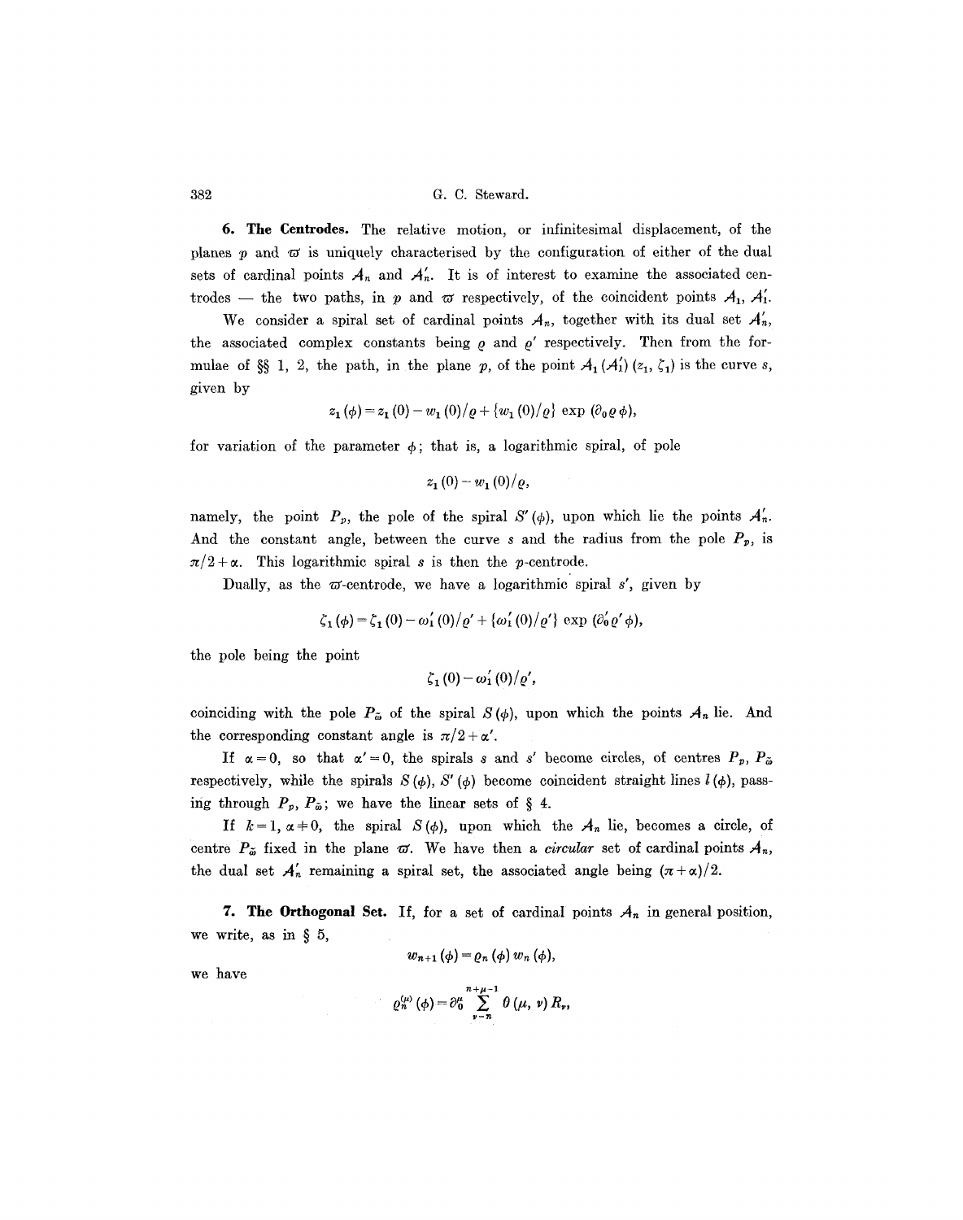**6. The Centrodes.** The relative motion, or infinitesimal displacement, of the planes $p$ and $\varpi$ is uniquely characterised by the configuration of either of the dual sets of cardinal points $A_n$ and $A'_n$. It is of interest to examine the associated centrodes — the two paths, in $p$ and $\varpi$ respectively, of the coincident points $A_1$, $A'_1$.

We consider a spiral set of cardinal points $A_n$, together with its dual set $A'_n$, the associated complex constants being $\varrho$ and $\varrho'$ respectively. Then from the formulae of §§ 1, 2, the path, in the plane $p$, of the point $A_1 (A'_1) (z_1, \zeta_1)$ is the curve $s$, given by

$$z_1 (\phi) = z_1 (0) - w_1 (0)/\varrho + \{w_1 (0)/\varrho\} \exp (\partial_0 \varrho \phi),$$

for variation of the parameter $\phi$; that is, a logarithmic spiral, of pole

$$z_1 (0) - w_1 (0)/\varrho,$$

namely, the point $P_p$, the pole of the spiral $S' (\phi)$, upon which lie the points $A'_n$. And the constant angle, between the curve $s$ and the radius from the pole $P_p$, is $\pi/2 + \alpha$. This logarithmic spiral $s$ is then the $p$-centrode.

Dually, as the $\varpi$-centrode, we have a logarithmic spiral $s'$, given by

$$\zeta_1 (\phi) = \zeta_1 (0) - \omega'_1 (0)/\varrho' + \{\omega'_1 (0)/\varrho'\} \exp (\partial'_0 \varrho' \phi),$$

the pole being the point

$$\zeta_1 (0) - \omega'_1 (0)/\varrho',$$

coinciding with the pole $P_{\tilde{\omega}}$ of the spiral $S (\phi)$, upon which the points $A_n$ lie. And the corresponding constant angle is $\pi/2 + \alpha'$.

If $\alpha = 0$, so that $\alpha' = 0$, the spirals $s$ and $s'$ become circles, of centres $P_p$, $P_{\tilde{\omega}}$ respectively, while the spirals $S (\phi)$, $S' (\phi)$ become coincident straight lines $l (\phi)$, passing through $P_p$, $P_{\tilde{\omega}}$; we have the linear sets of § 4.

If $k = 1$, $\alpha \neq 0$, the spiral $S (\phi)$, upon which the $A_n$ lie, becomes a circle, of centre $P_{\tilde{\omega}}$ fixed in the plane $\varpi$. We have then a *circular* set of cardinal points $A_n$, the dual set $A'_n$ remaining a spiral set, the associated angle being $(\pi + \alpha)/2$.

**7. The Orthogonal Set.** If, for a set of cardinal points $A_n$ in general position, we write, as in § 5,

$$w_{n+1} (\phi) = \varrho_n (\phi) w_n (\phi),$$

we have

$$\varrho_n^{(\mu)} (\phi) = \partial_0^{\mu} \sum_{\nu = n}^{n+\mu-1} \theta (\mu, \nu) R_{\nu},$$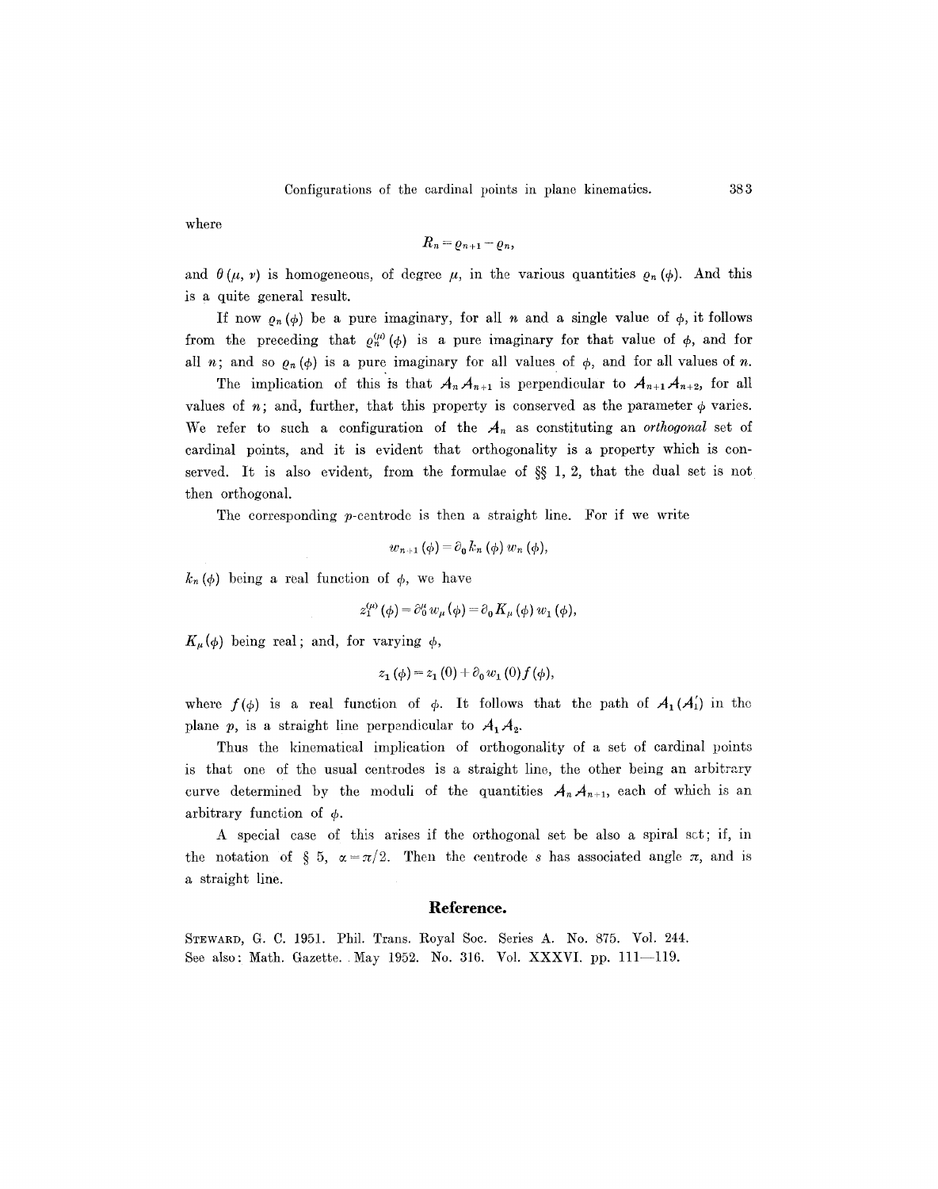where

$$R_n = \varrho_{n+1} - \varrho_n,$$

and $\theta(\mu, \nu)$ is homogeneous, of degree $\mu$, in the various quantities $\varrho_n(\phi)$. And this is a quite general result.

If now $\varrho_n(\phi)$ be a pure imaginary, for all $n$ and a single value of $\phi$, it follows from the preceding that $\varrho_n^{(\mu)}(\phi)$ is a pure imaginary for that value of $\phi$, and for all $n$; and so $\varrho_n(\phi)$ is a pure imaginary for all values of $\phi$, and for all values of $n$.

The implication of this is that $A_n A_{n+1}$ is perpendicular to $A_{n+1} A_{n+2}$, for all values of $n$; and, further, that this property is conserved as the parameter $\phi$ varies. We refer to such a configuration of the $A_n$ as constituting an *orthogonal* set of cardinal points, and it is evident that orthogonality is a property which is conserved. It is also evident, from the formulae of §§ 1, 2, that the dual set is not then orthogonal.

The corresponding $p$-centrode is then a straight line. For if we write

$$w_{n+1}(\phi) = \partial_0 k_n(\phi) w_n(\phi),$$

$k_n(\phi)$ being a real function of $\phi$, we have

$$z_1^{(\mu)}(\phi) = \partial_0^{\mu} w_{\mu}(\phi) = \partial_0 K_{\mu}(\phi) w_1(\phi),$$

$K_{\mu}(\phi)$ being real; and, for varying $\phi$,

$$z_1(\phi) = z_1(0) + \partial_0 w_1(0) f(\phi),$$

where $f(\phi)$ is a real function of $\phi$. It follows that the path of $A_1 (A_1')$ in the plane $p$, is a straight line perpendicular to $A_1 A_2$.

Thus the kinematical implication of orthogonality of a set of cardinal points is that one of the usual centrodes is a straight line, the other being an arbitrary curve determined by the moduli of the quantities $A_n A_{n+1}$, each of which is an arbitrary function of $\phi$.

A special case of this arises if the orthogonal set be also a spiral set; if, in the notation of § 5, $\alpha = \pi/2$. Then the centrode $s$ has associated angle $\pi$, and is a straight line.

## Reference.

STEWARD, G. C. 1951. Phil. Trans. Royal Soc. Series A. No. 875. Vol. 244.
See also: Math. Gazette. May 1952. No. 316. Vol. XXXVI. pp. 111—119.